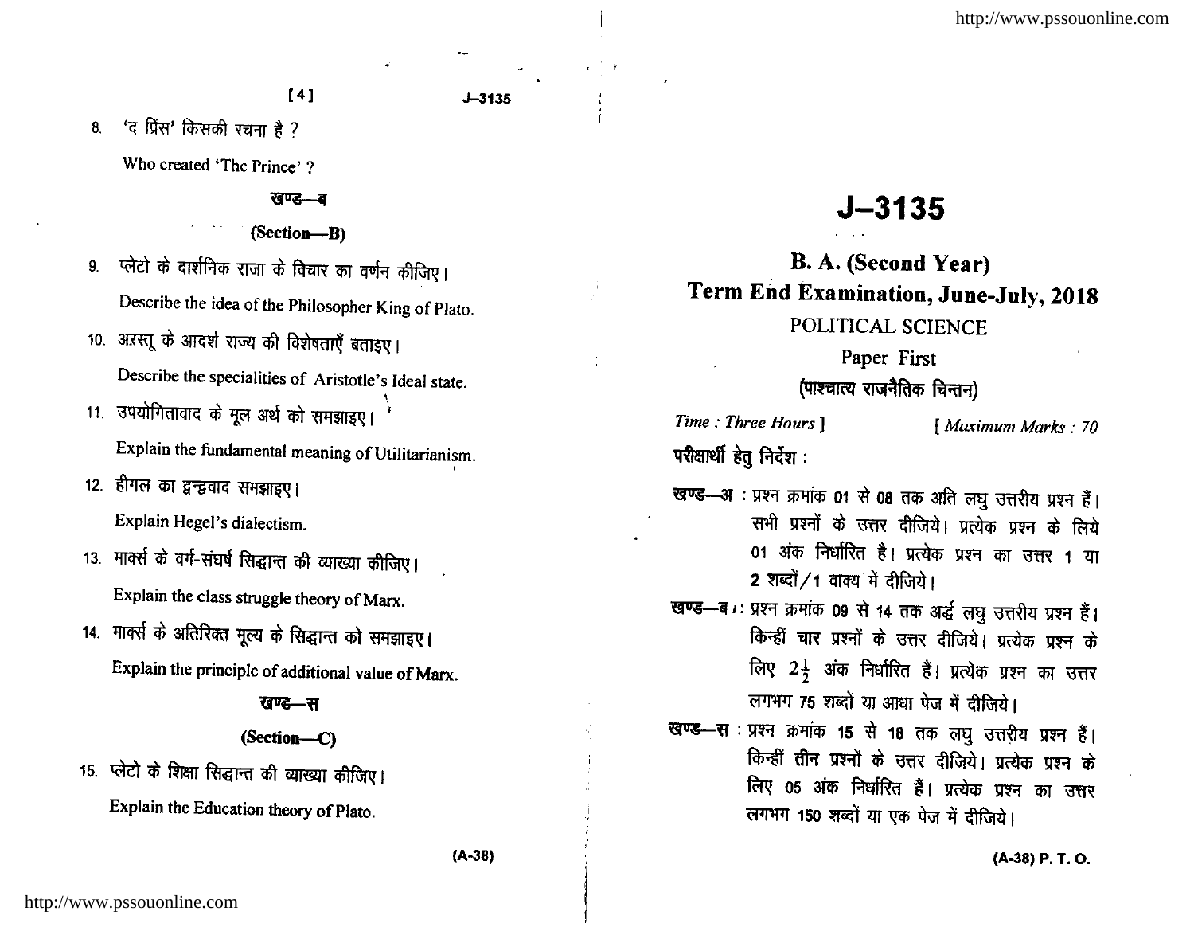8. 'द प्रिंस' किसकी रचना है ?

Who created 'The Prince' ?

### खण्ड—ब

### (Section—B)

9. प्लेटो के दार्शनिक राजा के विचार का वर्णन कीजिए।

Describe the idea of the Philosopher King of Plato.

10. अरस्तू के आदर्श राज्य की विशेषताएँ बताइए।

Describe the specialities of Aristotle's Ideal state.

11. उपयोगितावाद के मूल अर्थ को समझाइए।

Explain the fundamental meaning of Utilitarianism.

12. हीगल का द्वन्द्ववाद समझाइए।

Explain Hegel's dialectism.

13. मार्क्स के वर्ग-संघर्ष सिद्धान्त की व्याख्या कीजिए।

Explain the class struggle theory of Marx.

14. मार्क्स के अतिरिक्त मूल्य के सिद्धान्त को समझाइए।

Explain the principle of additional value of Marx.

### खण्ड—स

### (Section—C)

15. प्लेटो के शिक्षा सिद्धान्त की व्याख्या कीजिए।

Explain the Education theory of Plato.

(A-38)

# J–3135

## B. A. (Second Year)

## Term End Examination, June-July, 2018

POLITICAL SCIENCE

Paper First

**(पाश्चात्य राजनैतिक चिन्तन)**

*Time : Three Hours ]* *[ Maximum Marks : 70*

**परीक्षार्थी हेतु निर्देश :**

**खण्ड—अ :** प्रश्न क्रमांक 01 से 08 तक अति लघु उत्तरीय प्रश्न हैं। सभी प्रश्नों के उत्तर दीजिये। प्रत्येक प्रश्न के लिये 01 अंक निर्धारित है। प्रत्येक प्रश्न का उत्तर 1 या 2 शब्दों/1 वाक्य में दीजिये।

**खण्ड—ब :** प्रश्न क्रमांक 09 से 14 तक अर्द्ध लघु उत्तरीय प्रश्न हैं। किन्हीं चार प्रश्नों के उत्तर दीजिये। प्रत्येक प्रश्न के लिए $2\frac{1}{2}$ अंक निर्धारित हैं। प्रत्येक प्रश्न का उत्तर लगभग 75 शब्दों या आधा पेज में दीजिये।

**खण्ड—स :** प्रश्न क्रमांक 15 से 18 तक लघु उत्तरीय प्रश्न हैं। किन्हीं तीन प्रश्नों के उत्तर दीजिये। प्रत्येक प्रश्न के लिए 05 अंक निर्धारित हैं। प्रत्येक प्रश्न का उत्तर लगभग 150 शब्दों या एक पेज में दीजिये।

(A-38) P. T. O.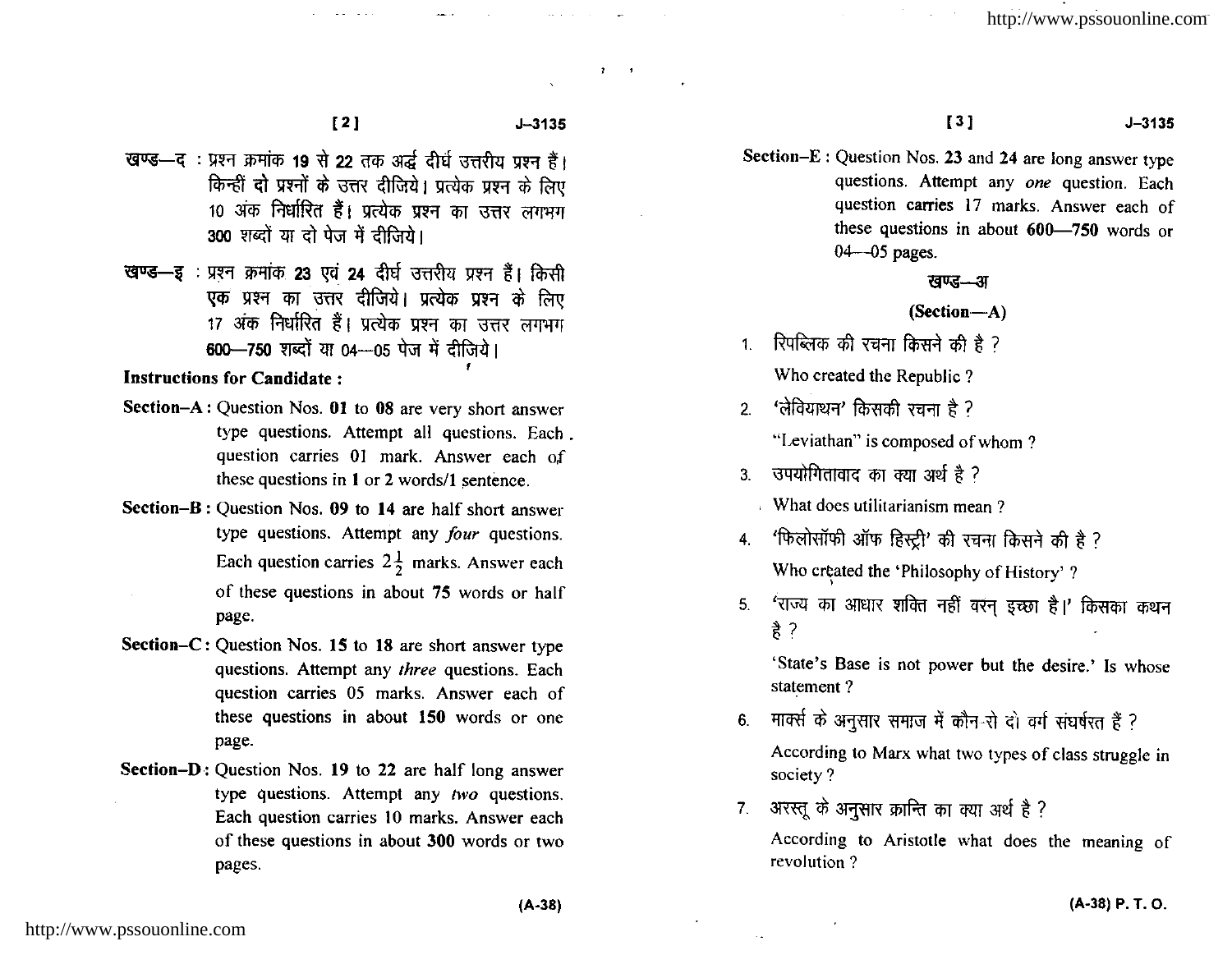खण्ड—द : प्रश्न क्रमांक **19** से **22** तक अर्द्ध दीर्घ उत्तरीय प्रश्न हैं। किन्हीं **दो** प्रश्नों के उत्तर दीजिये। प्रत्येक प्रश्न के लिए 10 अंक निर्धारित हैं। प्रत्येक प्रश्न का उत्तर लगभग **300** शब्दों या दो पेज में दीजिये।

खण्ड—इ : प्रश्न क्रमांक **23** एवं **24** दीर्घ उत्तरीय प्रश्न हैं। किसी **एक** प्रश्न का उत्तर दीजिये। प्रत्येक प्रश्न के लिए 17 अंक निर्धारित हैं। प्रत्येक प्रश्न का उत्तर लगभग **600—750** शब्दों या 04—05 पेज में दीजिये।

**Instructions for Candidate :**

**Section–A :** Question Nos. **01** to **08** are very short answer type questions. Attempt all questions. Each question carries 01 mark. Answer each of these questions in **1** or **2** words/1 sentence.

**Section–B :** Question Nos. **09** to **14** are half short answer type questions. Attempt any *four* questions. Each question carries $2\frac{1}{2}$ marks. Answer each of these questions in about **75** words or half page.

**Section–C :** Question Nos. **15** to **18** are short answer type questions. Attempt any *three* questions. Each question carries 05 marks. Answer each of these questions in about **150** words or one page.

**Section–D :** Question Nos. **19** to **22** are half long answer type questions. Attempt any *two* questions. Each question carries 10 marks. Answer each of these questions in about **300** words or two pages.

**Section–E :** Question Nos. **23** and **24** are long answer type questions. Attempt any *one* question. Each question carries 17 marks. Answer each of these questions in about **600—750** words or 04—05 pages.

## खण्ड—अ

## (Section—A)

1. रिपब्लिक की रचना किसने की है ?

   Who created the Republic ?

2. 'लेवियाथन' किसकी रचना है ?

   "Leviathan" is composed of whom ?

3. उपयोगितावाद का क्या अर्थ है ?

   What does utilitarianism mean ?

4. 'फिलोसॉफी ऑफ हिस्ट्री' की रचना किसने की है ?

   Who created the 'Philosophy of History' ?

5. 'राज्य का आधार शक्ति नहीं वरन् इच्छा है।' किसका कथन है ?

   'State's Base is not power but the desire.' Is whose statement ?

6. मार्क्स के अनुसार समाज में कौन-से दो वर्ग संघर्षरत हैं ?

   According to Marx what two types of class struggle in society ?

7. अरस्तू के अनुसार क्रान्ति का क्या अर्थ है ?

   According to Aristotle what does the meaning of revolution ?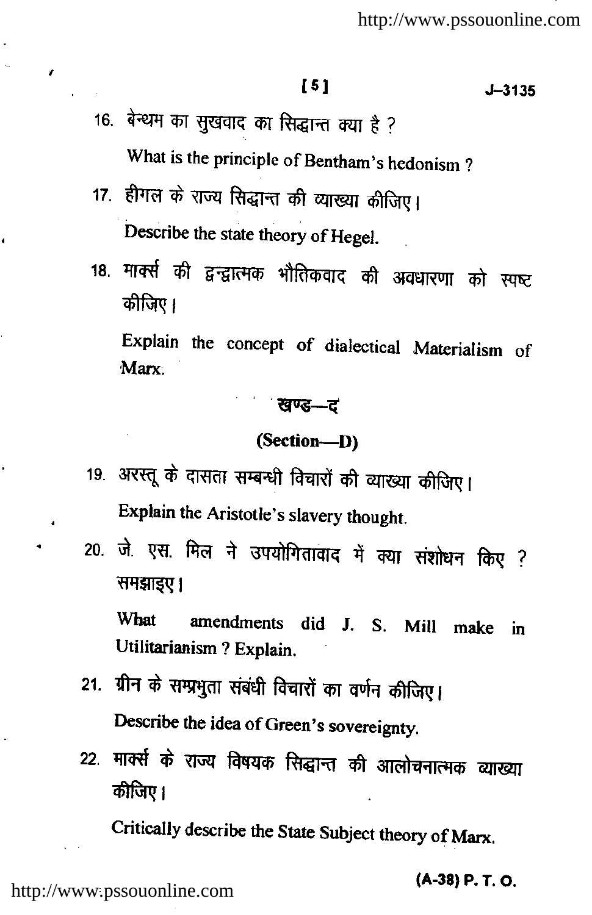16. बेन्थम का सुखवाद का सिद्धान्त क्या है ?

    What is the principle of Bentham's hedonism ?

17. हीगल के राज्य सिद्धान्त की व्याख्या कीजिए।

    Describe the state theory of Hegel.

18. मार्क्स की द्वन्द्वात्मक भौतिकवाद की अवधारणा को स्पष्ट कीजिए।

    Explain the concept of dialectical Materialism of Marx.

## खण्ड—द

## (Section—D)

19. अरस्तू के दासता सम्बन्धी विचारों की व्याख्या कीजिए।

    Explain the Aristotle's slavery thought.

20. जे. एस. मिल ने उपयोगितावाद में क्या संशोधन किए ? समझाइए।

    What amendments did J. S. Mill make in Utilitarianism ? Explain.

21. ग्रीन के सम्प्रभुता संबंधी विचारों का वर्णन कीजिए।

    Describe the idea of Green's sovereignty.

22. मार्क्स के राज्य विषयक सिद्धान्त की आलोचनात्मक व्याख्या कीजिए।

    Critically describe the State Subject theory of Marx.

(A-38) P. T. O.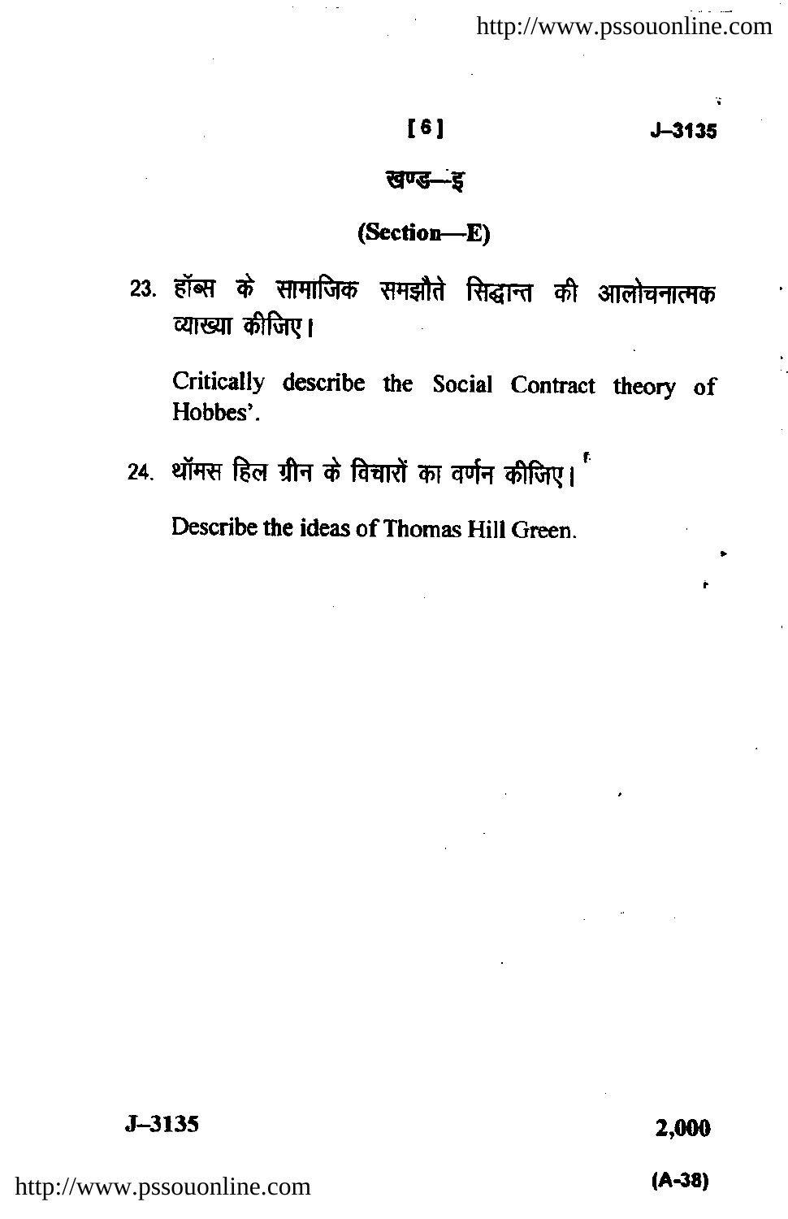## खण्ड—इ

## (Section—E)

23. हॉब्स के सामाजिक समझौते सिद्धान्त की आलोचनात्मक व्याख्या कीजिए।

    Critically describe the Social Contract theory of Hobbes'.

24. थॉमस हिल ग्रीन के विचारों का वर्णन कीजिए।

    Describe the ideas of Thomas Hill Green.

J–3135 2,000

(A-38)